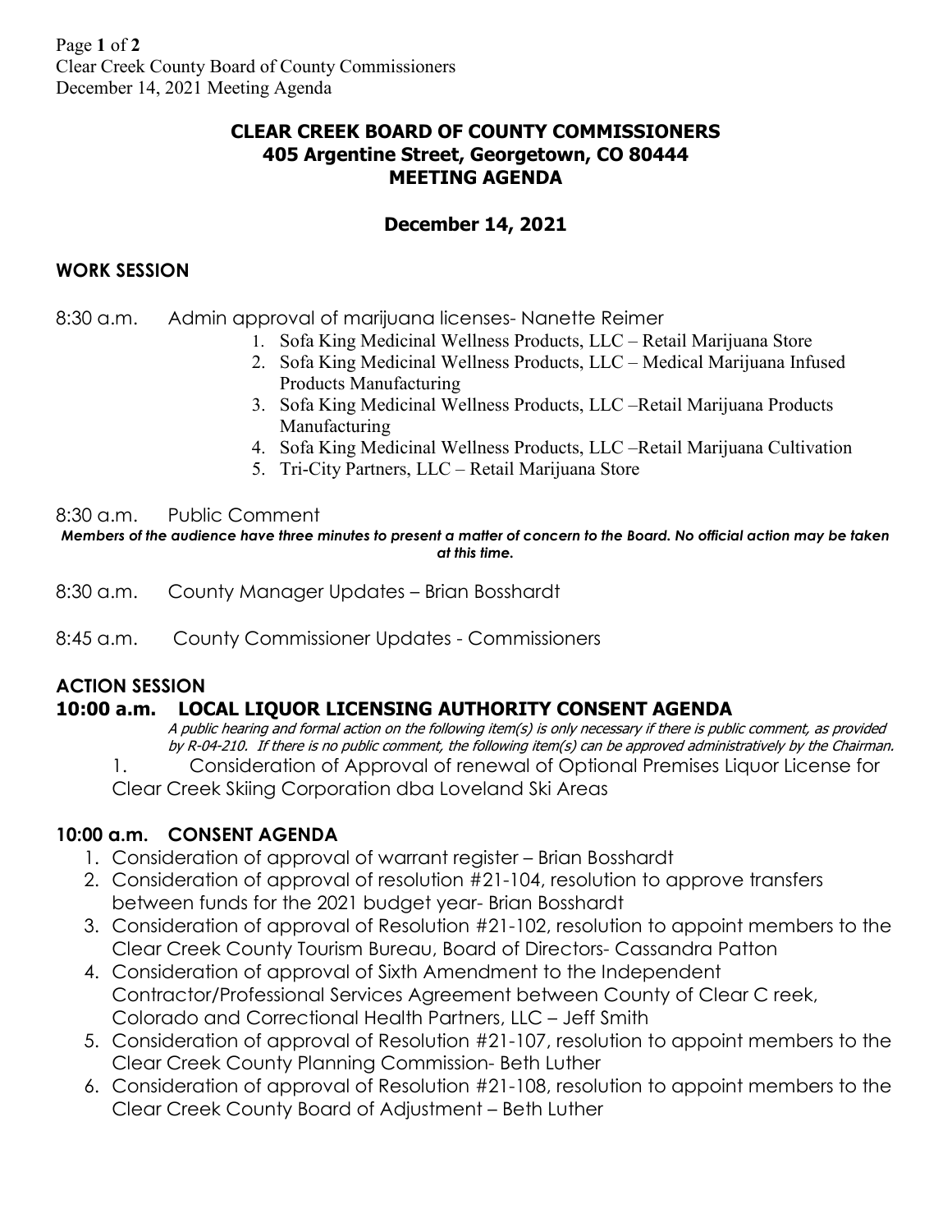# CLEAR CREEK BOARD OF COUNTY COMMISSIONERS
## 405 Argentine Street, Georgetown, CO 80444
## MEETING AGENDA

## December 14, 2021

### WORK SESSION

8:30 a.m. Admin approval of marijuana licenses- Nanette Reimer

1. Sofa King Medicinal Wellness Products, LLC – Retail Marijuana Store
2. Sofa King Medicinal Wellness Products, LLC – Medical Marijuana Infused Products Manufacturing
3. Sofa King Medicinal Wellness Products, LLC –Retail Marijuana Products Manufacturing
4. Sofa King Medicinal Wellness Products, LLC –Retail Marijuana Cultivation
5. Tri-City Partners, LLC – Retail Marijuana Store

8:30 a.m. Public Comment

***Members of the audience have three minutes to present a matter of concern to the Board. No official action may be taken at this time.***

8:30 a.m. County Manager Updates – Brian Bosshardt

8:45 a.m. County Commissioner Updates - Commissioners

### ACTION SESSION

### 10:00 a.m. LOCAL LIQUOR LICENSING AUTHORITY CONSENT AGENDA

*A public hearing and formal action on the following item(s) is only necessary if there is public comment, as provided by R-04-210. If there is no public comment, the following item(s) can be approved administratively by the Chairman.*

1. Consideration of Approval of renewal of Optional Premises Liquor License for Clear Creek Skiing Corporation dba Loveland Ski Areas

### 10:00 a.m. CONSENT AGENDA

1. Consideration of approval of warrant register – Brian Bosshardt
2. Consideration of approval of resolution #21-104, resolution to approve transfers between funds for the 2021 budget year- Brian Bosshardt
3. Consideration of approval of Resolution #21-102, resolution to appoint members to the Clear Creek County Tourism Bureau, Board of Directors- Cassandra Patton
4. Consideration of approval of Sixth Amendment to the Independent Contractor/Professional Services Agreement between County of Clear C reek, Colorado and Correctional Health Partners, LLC – Jeff Smith
5. Consideration of approval of Resolution #21-107, resolution to appoint members to the Clear Creek County Planning Commission- Beth Luther
6. Consideration of approval of Resolution #21-108, resolution to appoint members to the Clear Creek County Board of Adjustment – Beth Luther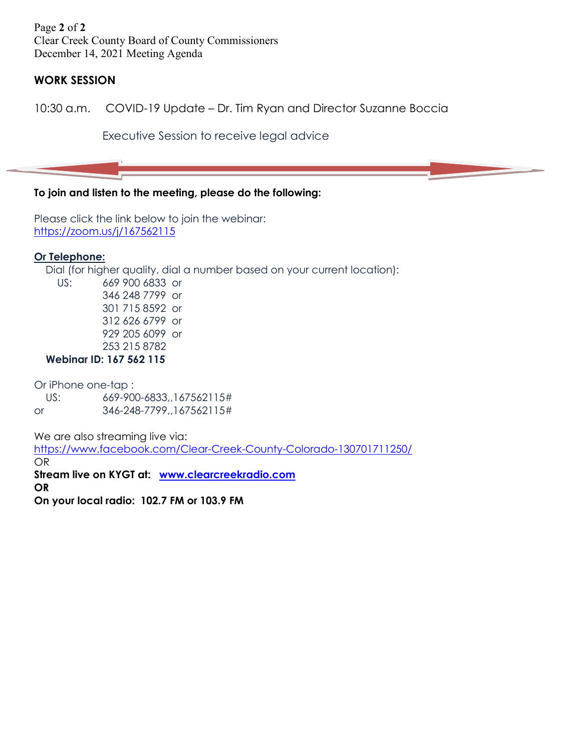## WORK SESSION

10:30 a.m. COVID-19 Update – Dr. Tim Ryan and Director Suzanne Boccia

Executive Session to receive legal advice

---

**To join and listen to the meeting, please do the following:**

Please click the link below to join the webinar:
https://zoom.us/j/167562115

**Or Telephone:**

Dial (for higher quality, dial a number based on your current location):

US: 669 900 6833 or
346 248 7799 or
301 715 8592 or
312 626 6799 or
929 205 6099 or
253 215 8782

**Webinar ID: 167 562 115**

Or iPhone one-tap :

US: 669-900-6833,,167562115#
or 346-248-7799,,167562115#

We are also streaming live via:
https://www.facebook.com/Clear-Creek-County-Colorado-130701711250/
OR
**Stream live on KYGT at: www.clearcreekradio.com**
**OR**
**On your local radio: 102.7 FM or 103.9 FM**